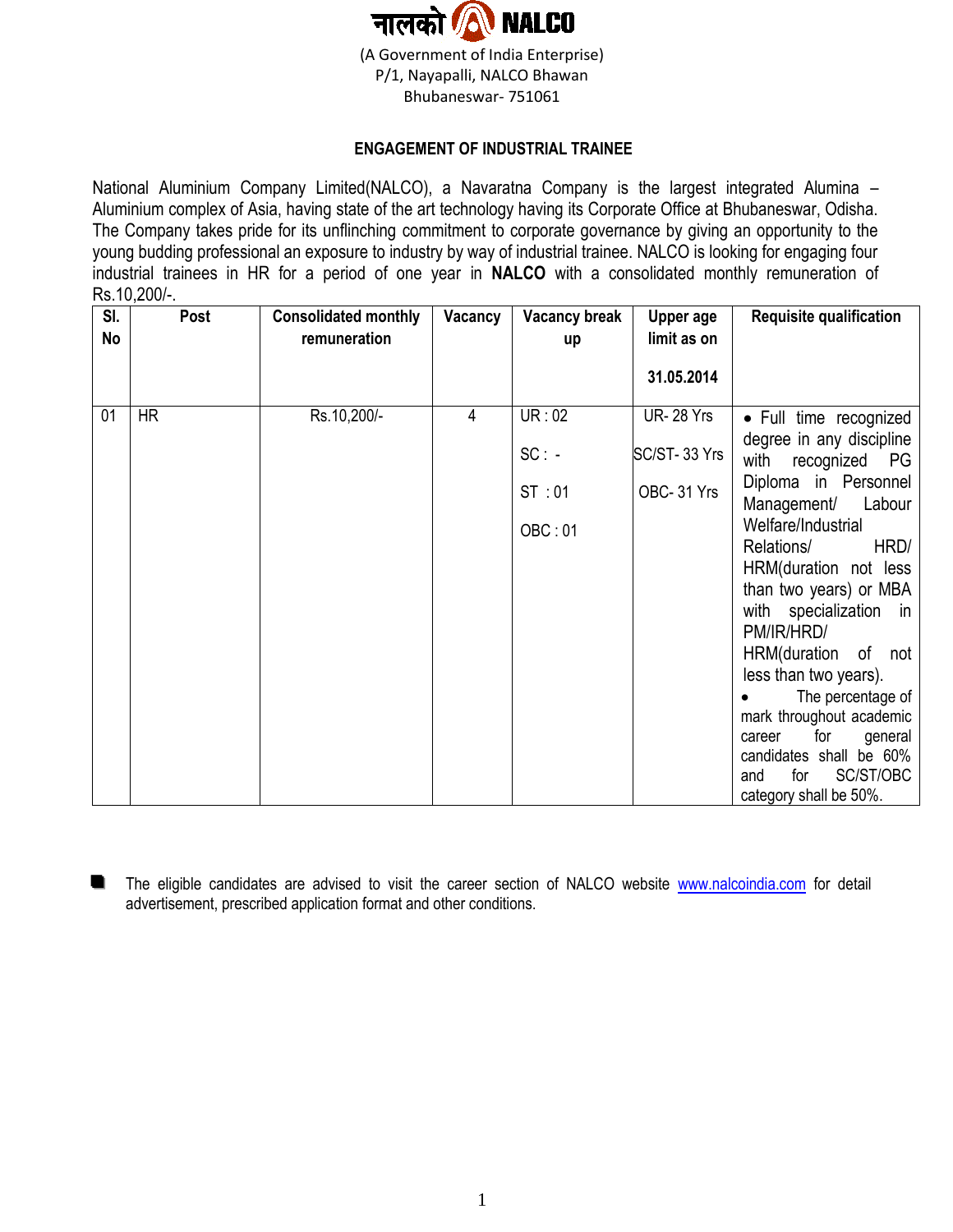नालको NALCO

(A Government of India Enterprise)
P/1, Nayapalli, NALCO Bhawan
Bhubaneswar- 751061

## ENGAGEMENT OF INDUSTRIAL TRAINEE

National Aluminium Company Limited(NALCO), a Navaratna Company is the largest integrated Alumina – Aluminium complex of Asia, having state of the art technology having its Corporate Office at Bhubaneswar, Odisha. The Company takes pride for its unflinching commitment to corporate governance by giving an opportunity to the young budding professional an exposure to industry by way of industrial trainee. NALCO is looking for engaging four industrial trainees in HR for a period of one year in **NALCO** with a consolidated monthly remuneration of Rs.10,200/-.

| Sl. No | Post | Consolidated monthly remuneration | Vacancy | Vacancy break up | Upper age limit as on 31.05.2014 | Requisite qualification |
|---|---|---|---|---|---|---|
| 01 | HR | Rs.10,200/- | 4 | UR : 02<br>SC : -<br>ST : 01<br>OBC : 01 | UR- 28 Yrs<br>SC/ST- 33 Yrs<br>OBC- 31 Yrs | • Full time recognized degree in any discipline with recognized PG Diploma in Personnel Management/ Labour Welfare/Industrial Relations/ HRD/ HRM(duration not less than two years) or MBA with specialization in PM/IR/HRD/ HRM(duration of not less than two years).<br>• The percentage of mark throughout academic career for general candidates shall be 60% and for SC/ST/OBC category shall be 50%. |

- The eligible candidates are advised to visit the career section of NALCO website www.nalcoindia.com for detail advertisement, prescribed application format and other conditions.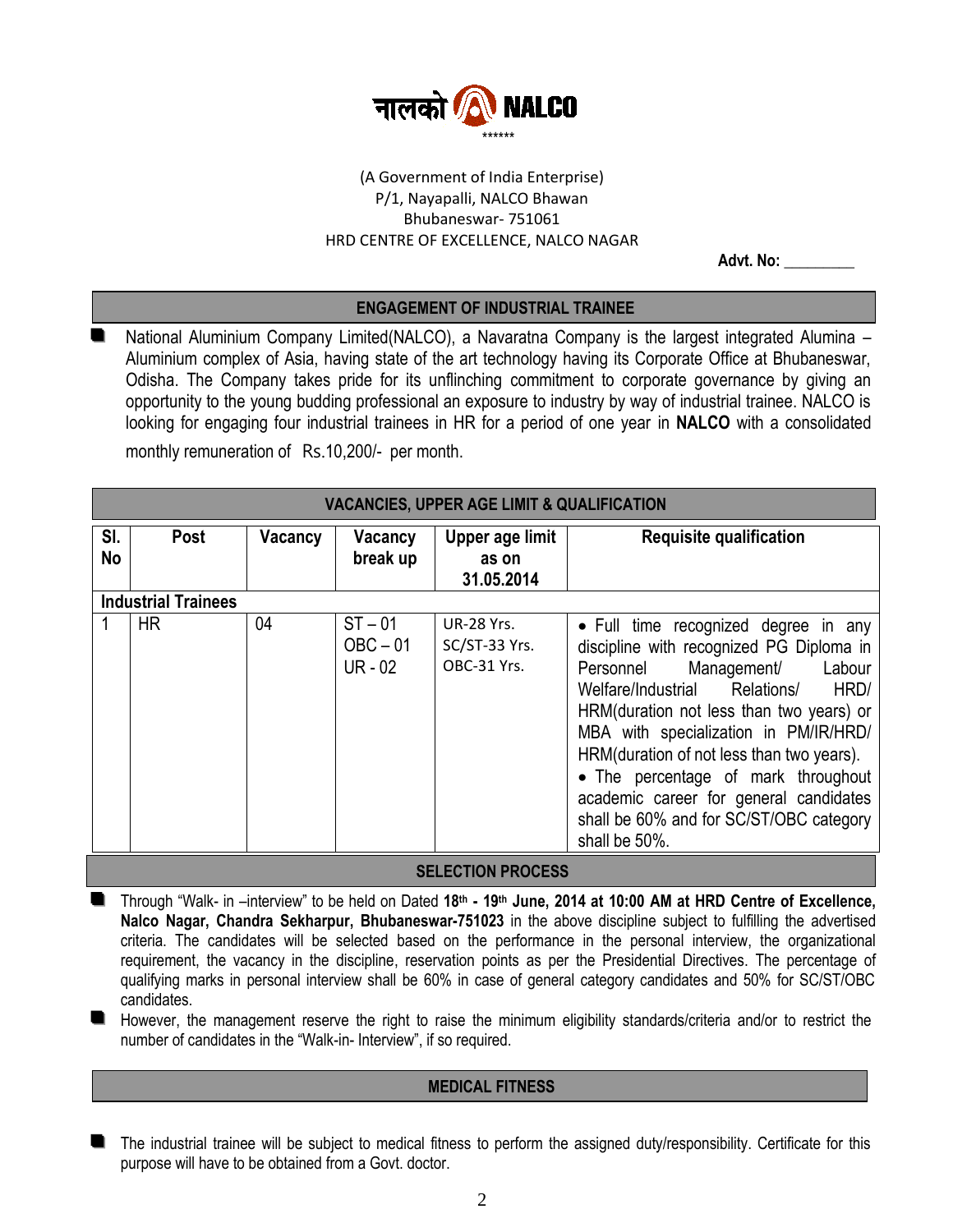नालको NALCO

******

(A Government of India Enterprise)
P/1, Nayapalli, NALCO Bhawan
Bhubaneswar- 751061
HRD CENTRE OF EXCELLENCE, NALCO NAGAR

**Advt. No:** _________

## ENGAGEMENT OF INDUSTRIAL TRAINEE

- National Aluminium Company Limited(NALCO), a Navaratna Company is the largest integrated Alumina – Aluminium complex of Asia, having state of the art technology having its Corporate Office at Bhubaneswar, Odisha. The Company takes pride for its unflinching commitment to corporate governance by giving an opportunity to the young budding professional an exposure to industry by way of industrial trainee. NALCO is looking for engaging four industrial trainees in HR for a period of one year in **NALCO** with a consolidated monthly remuneration of Rs.10,200/- per month.

## VACANCIES, UPPER AGE LIMIT & QUALIFICATION

| Sl. No | Post | Vacancy | Vacancy break up | Upper age limit as on 31.05.2014 | Requisite qualification |
|---|---|---|---|---|---|
| **Industrial Trainees** | | | | | |
| 1 | HR | 04 | ST – 01<br>OBC – 01<br>UR - 02 | UR-28 Yrs.<br>SC/ST-33 Yrs.<br>OBC-31 Yrs. | • Full time recognized degree in any discipline with recognized PG Diploma in Personnel Management/ Labour Welfare/Industrial Relations/ HRD/ HRM(duration not less than two years) or MBA with specialization in PM/IR/HRD/ HRM(duration of not less than two years).<br>• The percentage of mark throughout academic career for general candidates shall be 60% and for SC/ST/OBC category shall be 50%. |

## SELECTION PROCESS

- Through "Walk- in –interview" to be held on Dated **18th - 19th June, 2014 at 10:00 AM at HRD Centre of Excellence, Nalco Nagar, Chandra Sekharpur, Bhubaneswar-751023** in the above discipline subject to fulfilling the advertised criteria. The candidates will be selected based on the performance in the personal interview, the organizational requirement, the vacancy in the discipline, reservation points as per the Presidential Directives. The percentage of qualifying marks in personal interview shall be 60% in case of general category candidates and 50% for SC/ST/OBC candidates.
- However, the management reserve the right to raise the minimum eligibility standards/criteria and/or to restrict the number of candidates in the "Walk-in- Interview", if so required.

## MEDICAL FITNESS

- The industrial trainee will be subject to medical fitness to perform the assigned duty/responsibility. Certificate for this purpose will have to be obtained from a Govt. doctor.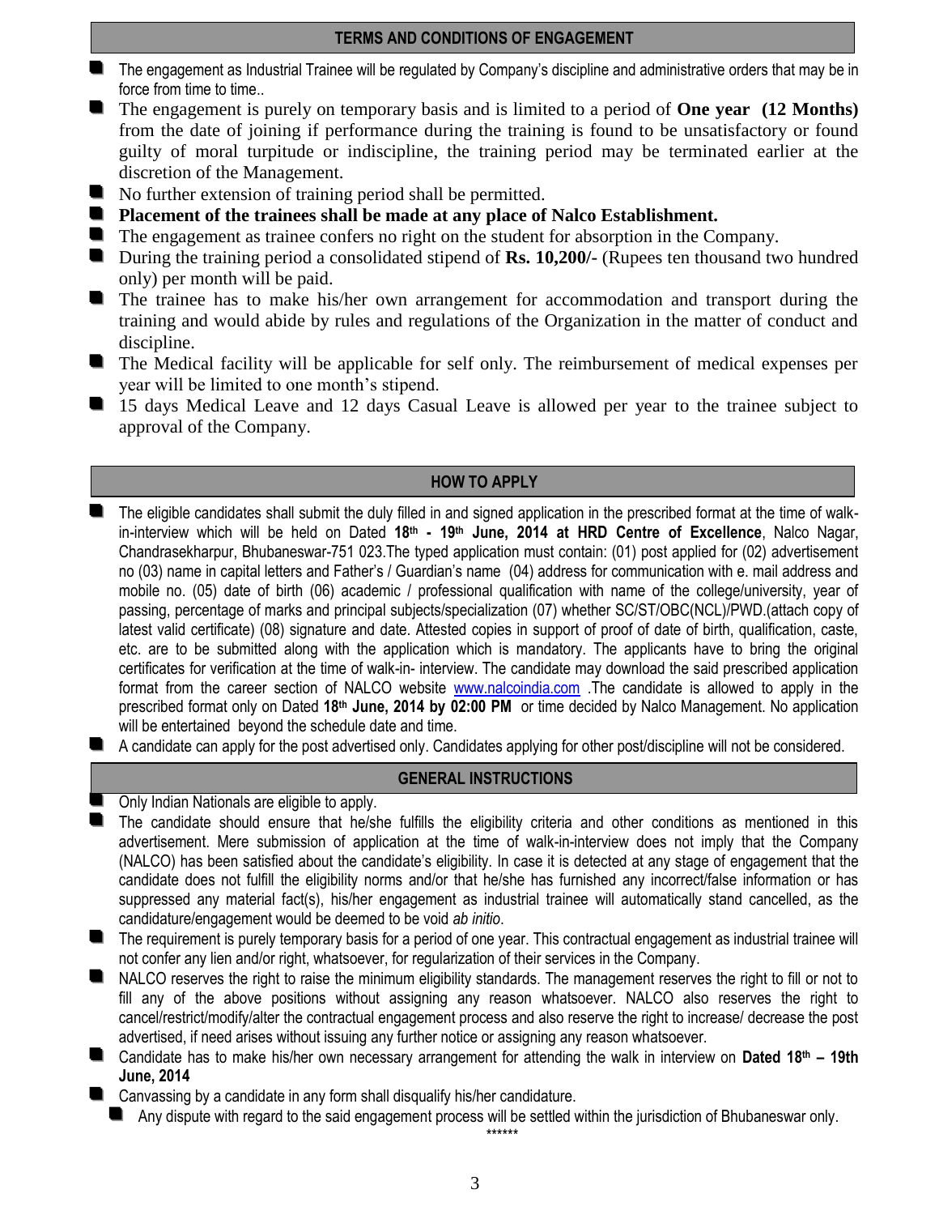## TERMS AND CONDITIONS OF ENGAGEMENT

- The engagement as Industrial Trainee will be regulated by Company's discipline and administrative orders that may be in force from time to time..
- The engagement is purely on temporary basis and is limited to a period of **One year (12 Months)** from the date of joining if performance during the training is found to be unsatisfactory or found guilty of moral turpitude or indiscipline, the training period may be terminated earlier at the discretion of the Management.
- No further extension of training period shall be permitted.
- **Placement of the trainees shall be made at any place of Nalco Establishment.**
- The engagement as trainee confers no right on the student for absorption in the Company.
- During the training period a consolidated stipend of **Rs. 10,200/-** (Rupees ten thousand two hundred only) per month will be paid.
- The trainee has to make his/her own arrangement for accommodation and transport during the training and would abide by rules and regulations of the Organization in the matter of conduct and discipline.
- The Medical facility will be applicable for self only. The reimbursement of medical expenses per year will be limited to one month's stipend.
- 15 days Medical Leave and 12 days Casual Leave is allowed per year to the trainee subject to approval of the Company.

## HOW TO APPLY

- The eligible candidates shall submit the duly filled in and signed application in the prescribed format at the time of walk-in-interview which will be held on Dated **18th - 19th June, 2014 at HRD Centre of Excellence**, Nalco Nagar, Chandrasekharpur, Bhubaneswar-751 023.The typed application must contain: (01) post applied for (02) advertisement no (03) name in capital letters and Father's / Guardian's name (04) address for communication with e. mail address and mobile no. (05) date of birth (06) academic / professional qualification with name of the college/university, year of passing, percentage of marks and principal subjects/specialization (07) whether SC/ST/OBC(NCL)/PWD.(attach copy of latest valid certificate) (08) signature and date. Attested copies in support of proof of date of birth, qualification, caste, etc. are to be submitted along with the application which is mandatory. The applicants have to bring the original certificates for verification at the time of walk-in- interview. The candidate may download the said prescribed application format from the career section of NALCO website www.nalcoindia.com .The candidate is allowed to apply in the prescribed format only on Dated **18th June, 2014 by 02:00 PM** or time decided by Nalco Management. No application will be entertained beyond the schedule date and time.
- A candidate can apply for the post advertised only. Candidates applying for other post/discipline will not be considered.

## GENERAL INSTRUCTIONS

- Only Indian Nationals are eligible to apply.
- The candidate should ensure that he/she fulfills the eligibility criteria and other conditions as mentioned in this advertisement. Mere submission of application at the time of walk-in-interview does not imply that the Company (NALCO) has been satisfied about the candidate's eligibility. In case it is detected at any stage of engagement that the candidate does not fulfill the eligibility norms and/or that he/she has furnished any incorrect/false information or has suppressed any material fact(s), his/her engagement as industrial trainee will automatically stand cancelled, as the candidature/engagement would be deemed to be void *ab initio*.
- The requirement is purely temporary basis for a period of one year. This contractual engagement as industrial trainee will not confer any lien and/or right, whatsoever, for regularization of their services in the Company.
- NALCO reserves the right to raise the minimum eligibility standards. The management reserves the right to fill or not to fill any of the above positions without assigning any reason whatsoever. NALCO also reserves the right to cancel/restrict/modify/alter the contractual engagement process and also reserve the right to increase/ decrease the post advertised, if need arises without issuing any further notice or assigning any reason whatsoever.
- Candidate has to make his/her own necessary arrangement for attending the walk in interview on **Dated 18th – 19th June, 2014**
- Canvassing by a candidate in any form shall disqualify his/her candidature.
- Any dispute with regard to the said engagement process will be settled within the jurisdiction of Bhubaneswar only.

******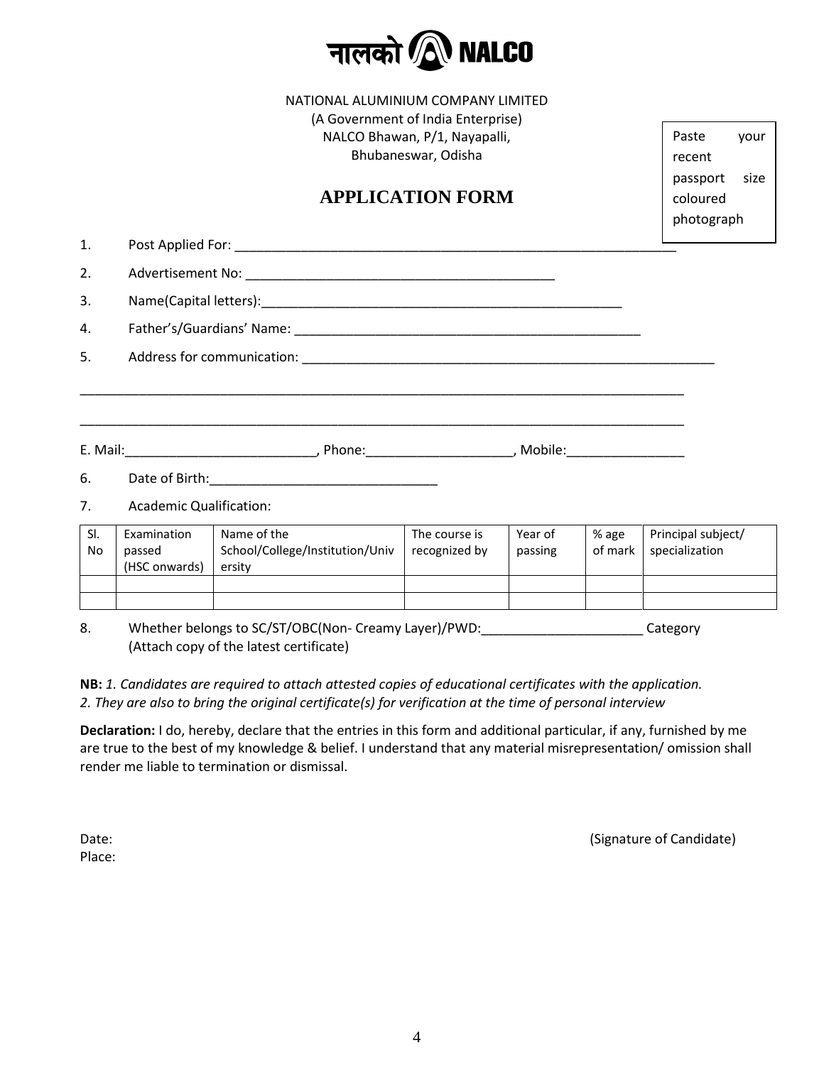नालको NALCO

NATIONAL ALUMINIUM COMPANY LIMITED
(A Government of India Enterprise)
NALCO Bhawan, P/1, Nayapalli,
Bhubaneswar, Odisha

Paste your recent passport size coloured photograph

# APPLICATION FORM

1. Post Applied For: ______________________________________________________________

2. Advertisement No: ___________________________________________

3. Name(Capital letters):___________________________________________________

4. Father's/Guardians' Name: ________________________________________________

5. Address for communication: __________________________________________________________

_____________________________________________________________________________________

_____________________________________________________________________________________

E. Mail:__________________________, Phone:___________________, Mobile:________________

6. Date of Birth:_______________________________

7. Academic Qualification:

| Sl. No | Examination passed (HSC onwards) | Name of the School/College/Institution/University | The course is recognized by | Year of passing | % age of mark | Principal subject/ specialization |
|---|---|---|---|---|---|---|
| | | | | | | |
| | | | | | | |

8. Whether belongs to SC/ST/OBC(Non- Creamy Layer)/PWD:______________________ Category
(Attach copy of the latest certificate)

**NB:** *1. Candidates are required to attach attested copies of educational certificates with the application.*
*2. They are also to bring the original certificate(s) for verification at the time of personal interview*

**Declaration:** I do, hereby, declare that the entries in this form and additional particular, if any, furnished by me are true to the best of my knowledge & belief. I understand that any material misrepresentation/ omission shall render me liable to termination or dismissal.

Date:
Place:

(Signature of Candidate)